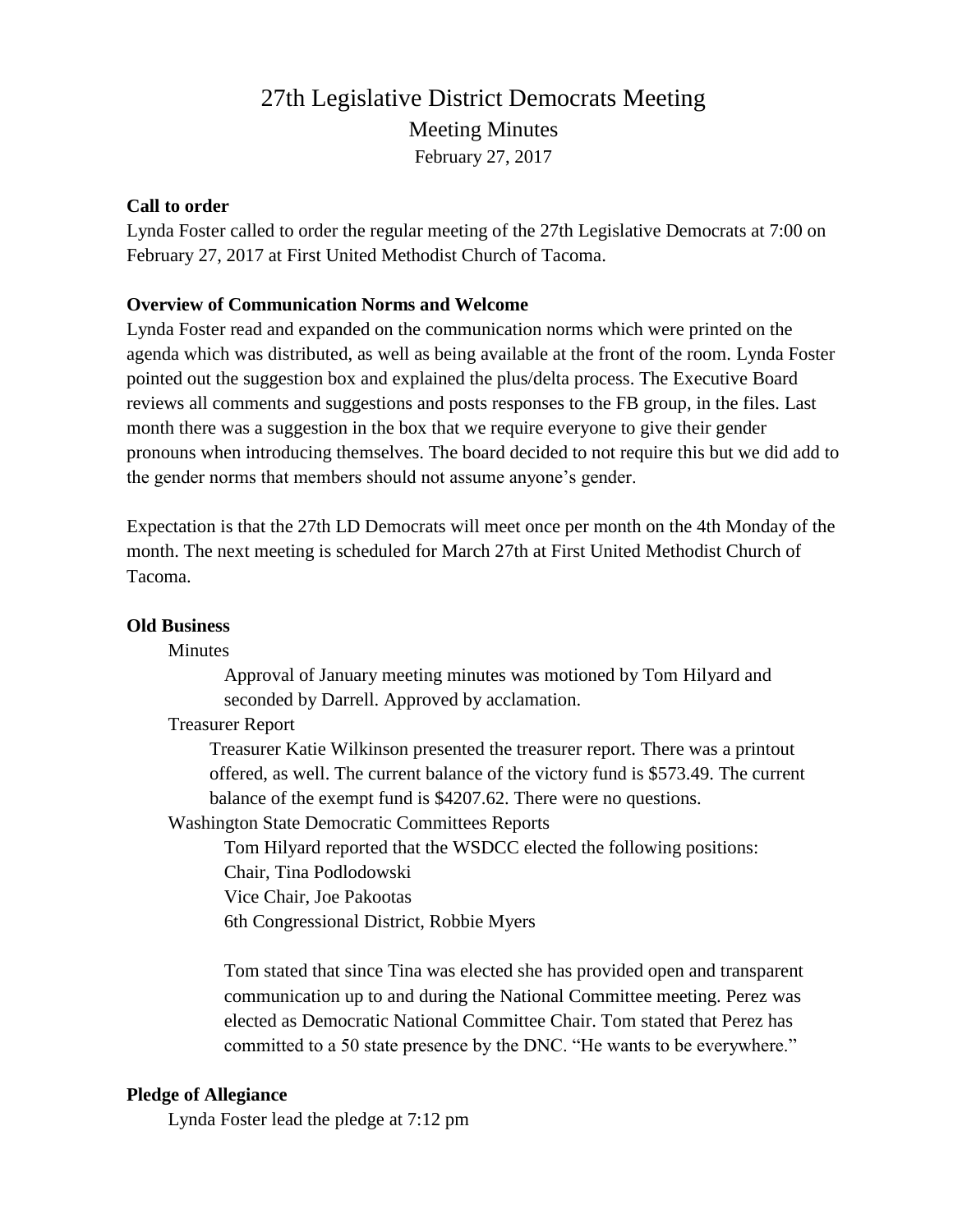# 27th Legislative District Democrats Meeting

## Meeting Minutes

February 27, 2017

**Call to order**

Lynda Foster called to order the regular meeting of the 27th Legislative Democrats at 7:00 on February 27, 2017 at First United Methodist Church of Tacoma.

**Overview of Communication Norms and Welcome**

Lynda Foster read and expanded on the communication norms which were printed on the agenda which was distributed, as well as being available at the front of the room. Lynda Foster pointed out the suggestion box and explained the plus/delta process. The Executive Board reviews all comments and suggestions and posts responses to the FB group, in the files. Last month there was a suggestion in the box that we require everyone to give their gender pronouns when introducing themselves. The board decided to not require this but we did add to the gender norms that members should not assume anyone's gender.

Expectation is that the 27th LD Democrats will meet once per month on the 4th Monday of the month. The next meeting is scheduled for March 27th at First United Methodist Church of Tacoma.

**Old Business**

Minutes

Approval of January meeting minutes was motioned by Tom Hilyard and seconded by Darrell. Approved by acclamation.

Treasurer Report

Treasurer Katie Wilkinson presented the treasurer report. There was a printout offered, as well. The current balance of the victory fund is $573.49. The current balance of the exempt fund is $4207.62. There were no questions.

Washington State Democratic Committees Reports

Tom Hilyard reported that the WSDCC elected the following positions:
Chair, Tina Podlodowski
Vice Chair, Joe Pakootas
6th Congressional District, Robbie Myers

Tom stated that since Tina was elected she has provided open and transparent communication up to and during the National Committee meeting. Perez was elected as Democratic National Committee Chair. Tom stated that Perez has committed to a 50 state presence by the DNC. "He wants to be everywhere."

**Pledge of Allegiance**

Lynda Foster lead the pledge at 7:12 pm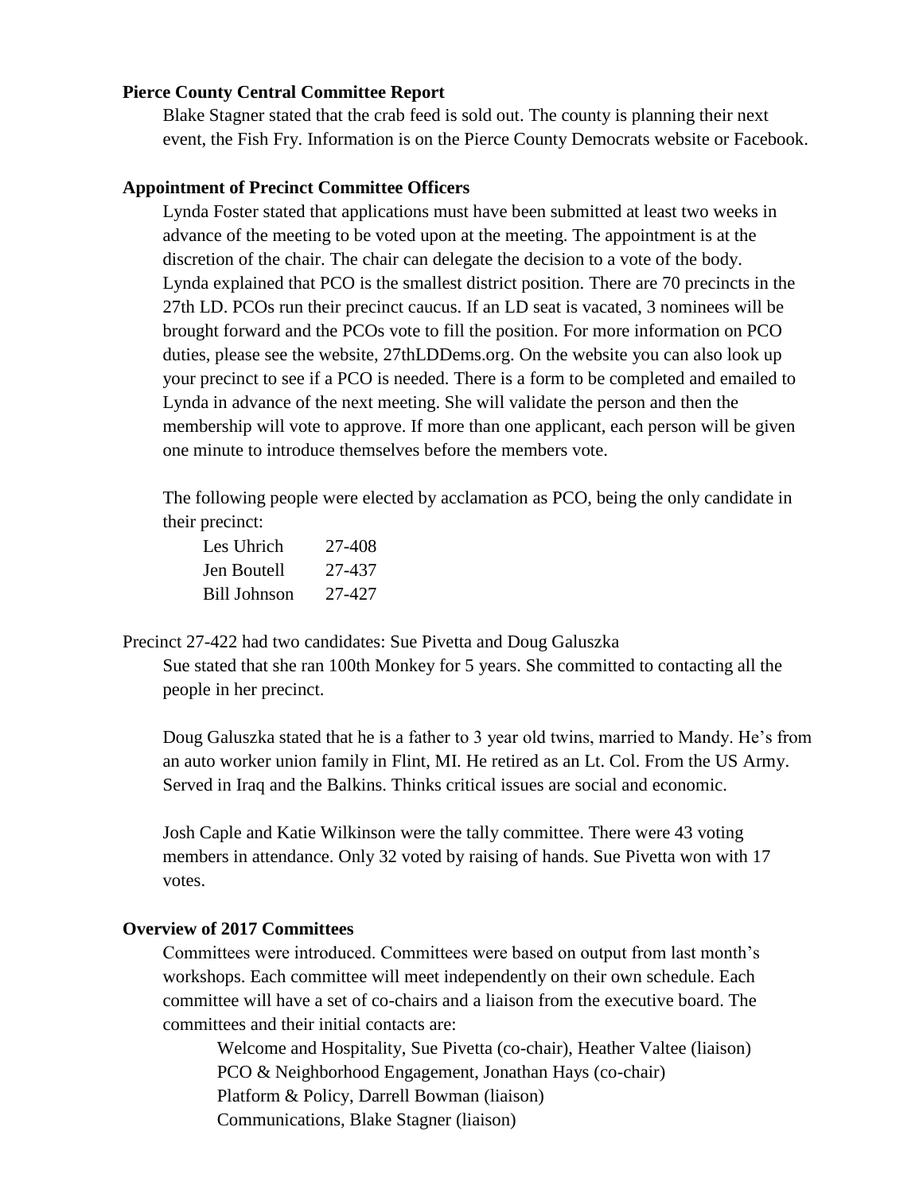**Pierce County Central Committee Report**

Blake Stagner stated that the crab feed is sold out. The county is planning their next event, the Fish Fry. Information is on the Pierce County Democrats website or Facebook.

**Appointment of Precinct Committee Officers**

Lynda Foster stated that applications must have been submitted at least two weeks in advance of the meeting to be voted upon at the meeting. The appointment is at the discretion of the chair. The chair can delegate the decision to a vote of the body. Lynda explained that PCO is the smallest district position. There are 70 precincts in the 27th LD. PCOs run their precinct caucus. If an LD seat is vacated, 3 nominees will be brought forward and the PCOs vote to fill the position. For more information on PCO duties, please see the website, 27thLDDems.org. On the website you can also look up your precinct to see if a PCO is needed. There is a form to be completed and emailed to Lynda in advance of the next meeting. She will validate the person and then the membership will vote to approve. If more than one applicant, each person will be given one minute to introduce themselves before the members vote.

The following people were elected by acclamation as PCO, being the only candidate in their precinct:

| | |
|---|---|
| Les Uhrich | 27-408 |
| Jen Boutell | 27-437 |
| Bill Johnson | 27-427 |

Precinct 27-422 had two candidates: Sue Pivetta and Doug Galuszka

Sue stated that she ran 100th Monkey for 5 years. She committed to contacting all the people in her precinct.

Doug Galuszka stated that he is a father to 3 year old twins, married to Mandy. He's from an auto worker union family in Flint, MI. He retired as an Lt. Col. From the US Army. Served in Iraq and the Balkins. Thinks critical issues are social and economic.

Josh Caple and Katie Wilkinson were the tally committee. There were 43 voting members in attendance. Only 32 voted by raising of hands. Sue Pivetta won with 17 votes.

**Overview of 2017 Committees**

Committees were introduced. Committees were based on output from last month's workshops. Each committee will meet independently on their own schedule. Each committee will have a set of co-chairs and a liaison from the executive board. The committees and their initial contacts are:

- Welcome and Hospitality, Sue Pivetta (co-chair), Heather Valtee (liaison)
- PCO & Neighborhood Engagement, Jonathan Hays (co-chair)
- Platform & Policy, Darrell Bowman (liaison)
- Communications, Blake Stagner (liaison)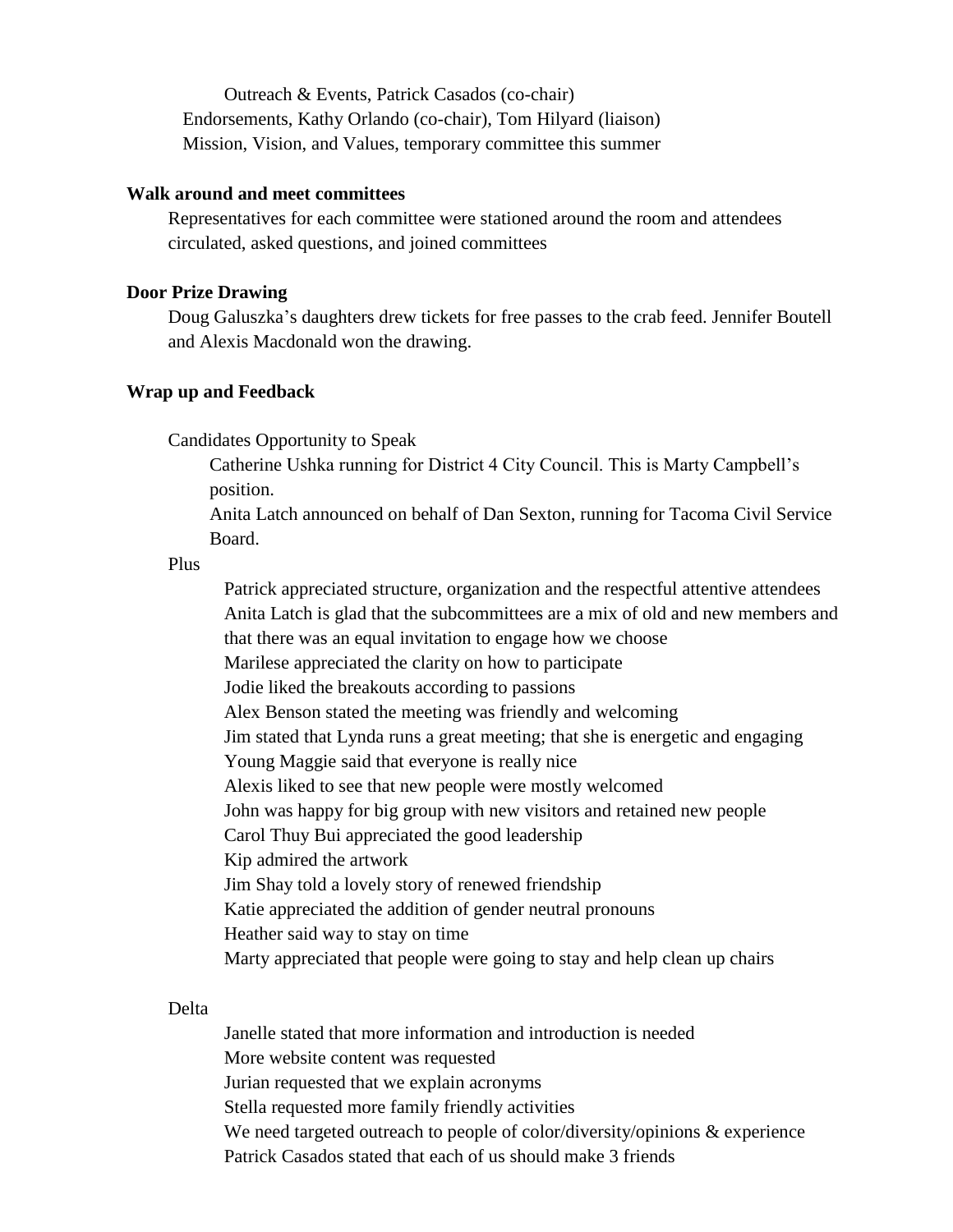Outreach & Events, Patrick Casados (co-chair)
Endorsements, Kathy Orlando (co-chair), Tom Hilyard (liaison)
Mission, Vision, and Values, temporary committee this summer

**Walk around and meet committees**

Representatives for each committee were stationed around the room and attendees circulated, asked questions, and joined committees

**Door Prize Drawing**

Doug Galuszka's daughters drew tickets for free passes to the crab feed. Jennifer Boutell and Alexis Macdonald won the drawing.

**Wrap up and Feedback**

Candidates Opportunity to Speak

- Catherine Ushka running for District 4 City Council. This is Marty Campbell's position.
- Anita Latch announced on behalf of Dan Sexton, running for Tacoma Civil Service Board.

Plus

- Patrick appreciated structure, organization and the respectful attentive attendees
- Anita Latch is glad that the subcommittees are a mix of old and new members and that there was an equal invitation to engage how we choose
- Marilese appreciated the clarity on how to participate
- Jodie liked the breakouts according to passions
- Alex Benson stated the meeting was friendly and welcoming
- Jim stated that Lynda runs a great meeting; that she is energetic and engaging
- Young Maggie said that everyone is really nice
- Alexis liked to see that new people were mostly welcomed
- John was happy for big group with new visitors and retained new people
- Carol Thuy Bui appreciated the good leadership
- Kip admired the artwork
- Jim Shay told a lovely story of renewed friendship
- Katie appreciated the addition of gender neutral pronouns
- Heather said way to stay on time
- Marty appreciated that people were going to stay and help clean up chairs

Delta

- Janelle stated that more information and introduction is needed
- More website content was requested
- Jurian requested that we explain acronyms
- Stella requested more family friendly activities
- We need targeted outreach to people of color/diversity/opinions & experience
- Patrick Casados stated that each of us should make 3 friends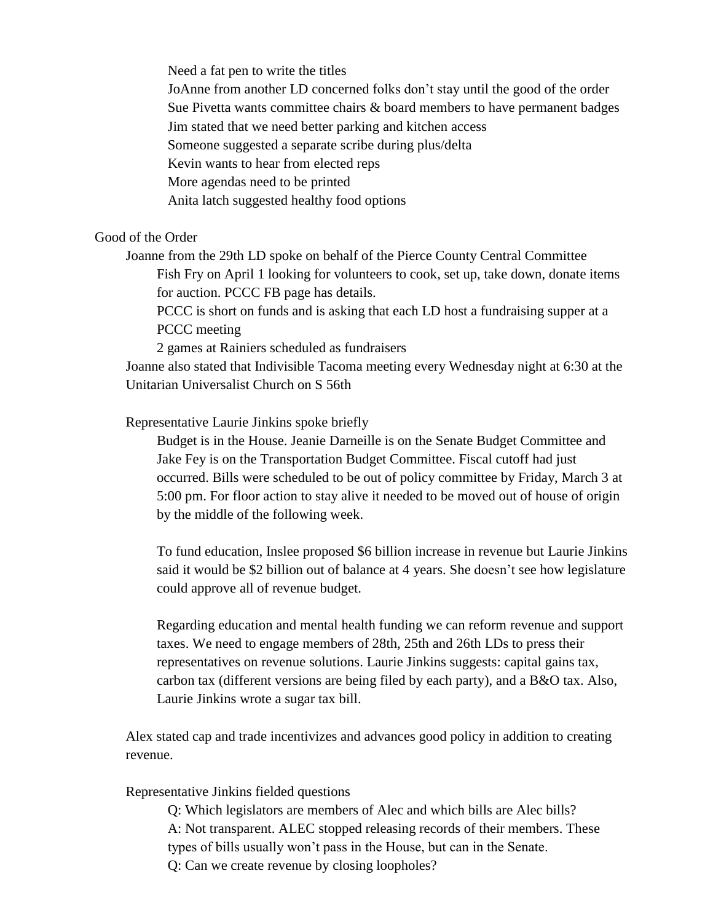Need a fat pen to write the titles
JoAnne from another LD concerned folks don't stay until the good of the order
Sue Pivetta wants committee chairs & board members to have permanent badges
Jim stated that we need better parking and kitchen access
Someone suggested a separate scribe during plus/delta
Kevin wants to hear from elected reps
More agendas need to be printed
Anita latch suggested healthy food options

Good of the Order

Joanne from the 29th LD spoke on behalf of the Pierce County Central Committee

Fish Fry on April 1 looking for volunteers to cook, set up, take down, donate items for auction. PCCC FB page has details.

PCCC is short on funds and is asking that each LD host a fundraising supper at a PCCC meeting

2 games at Rainiers scheduled as fundraisers

Joanne also stated that Indivisible Tacoma meeting every Wednesday night at 6:30 at the Unitarian Universalist Church on S 56th

Representative Laurie Jinkins spoke briefly

Budget is in the House. Jeanie Darneille is on the Senate Budget Committee and Jake Fey is on the Transportation Budget Committee. Fiscal cutoff had just occurred. Bills were scheduled to be out of policy committee by Friday, March 3 at 5:00 pm. For floor action to stay alive it needed to be moved out of house of origin by the middle of the following week.

To fund education, Inslee proposed $6 billion increase in revenue but Laurie Jinkins said it would be $2 billion out of balance at 4 years. She doesn't see how legislature could approve all of revenue budget.

Regarding education and mental health funding we can reform revenue and support taxes. We need to engage members of 28th, 25th and 26th LDs to press their representatives on revenue solutions. Laurie Jinkins suggests: capital gains tax, carbon tax (different versions are being filed by each party), and a B&O tax. Also, Laurie Jinkins wrote a sugar tax bill.

Alex stated cap and trade incentivizes and advances good policy in addition to creating revenue.

Representative Jinkins fielded questions

Q: Which legislators are members of Alec and which bills are Alec bills?
A: Not transparent. ALEC stopped releasing records of their members. These types of bills usually won't pass in the House, but can in the Senate.
Q: Can we create revenue by closing loopholes?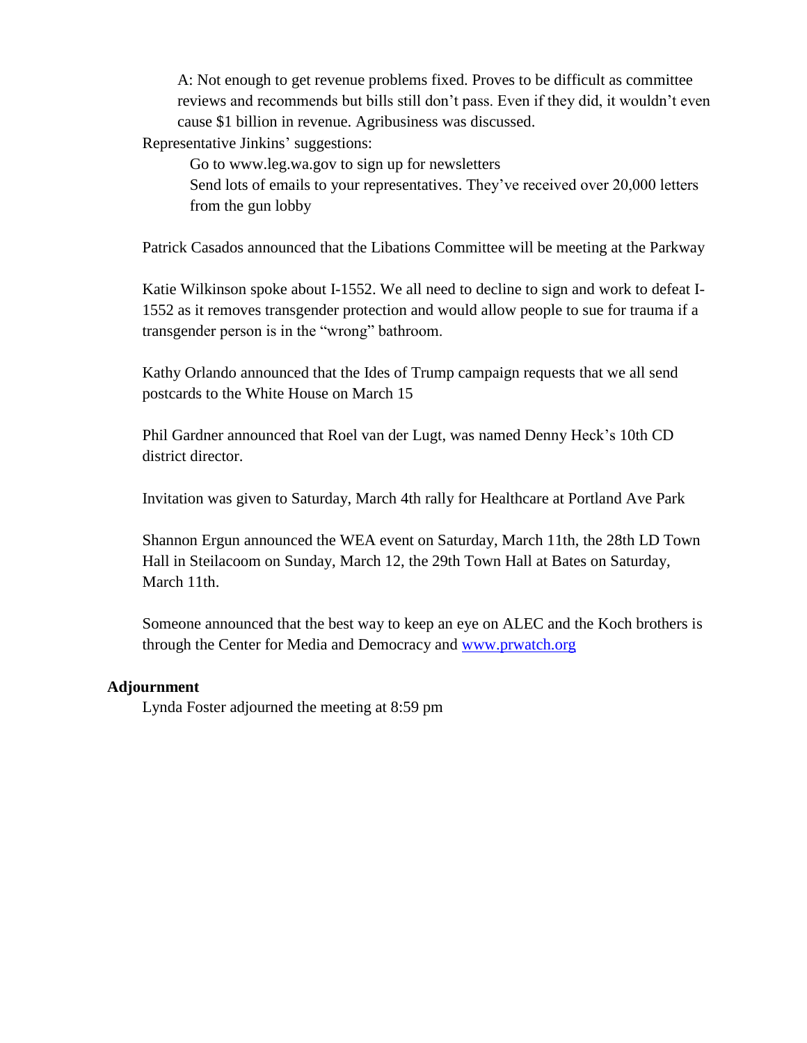A: Not enough to get revenue problems fixed. Proves to be difficult as committee reviews and recommends but bills still don't pass. Even if they did, it wouldn't even cause $1 billion in revenue. Agribusiness was discussed.

Representative Jinkins' suggestions:

- Go to www.leg.wa.gov to sign up for newsletters
- Send lots of emails to your representatives. They've received over 20,000 letters from the gun lobby

Patrick Casados announced that the Libations Committee will be meeting at the Parkway

Katie Wilkinson spoke about I-1552. We all need to decline to sign and work to defeat I-1552 as it removes transgender protection and would allow people to sue for trauma if a transgender person is in the "wrong" bathroom.

Kathy Orlando announced that the Ides of Trump campaign requests that we all send postcards to the White House on March 15

Phil Gardner announced that Roel van der Lugt, was named Denny Heck's 10th CD district director.

Invitation was given to Saturday, March 4th rally for Healthcare at Portland Ave Park

Shannon Ergun announced the WEA event on Saturday, March 11th, the 28th LD Town Hall in Steilacoom on Sunday, March 12, the 29th Town Hall at Bates on Saturday, March 11th.

Someone announced that the best way to keep an eye on ALEC and the Koch brothers is through the Center for Media and Democracy and [www.prwatch.org](http://www.prwatch.org)

**Adjournment**

Lynda Foster adjourned the meeting at 8:59 pm